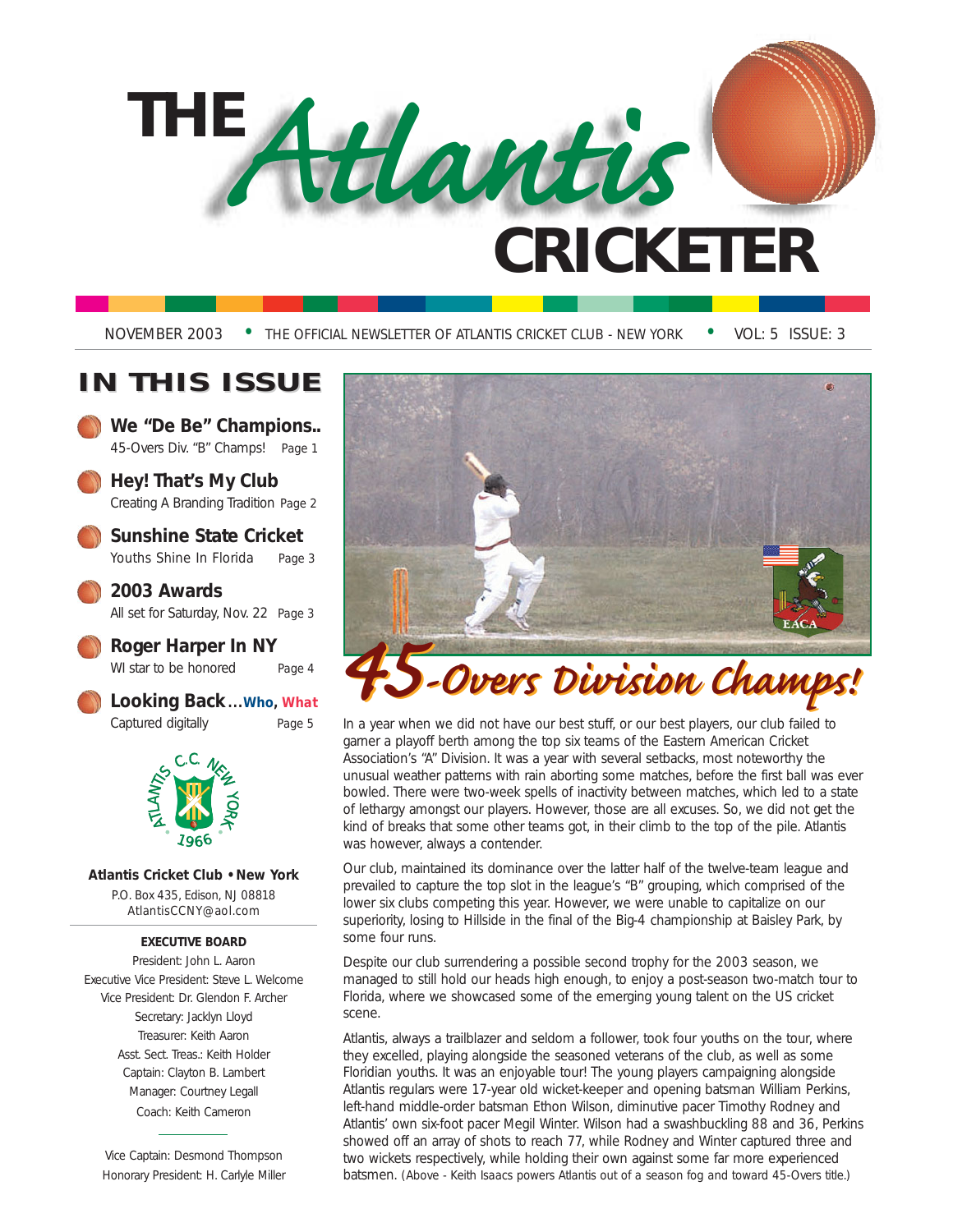# THE *Atlantis* CRICKETER

NOVEMBER 2003 • THE OFFICIAL NEWSLETTER OF ATLANTIS CRICKET CLUB - NEW YORK • VOL: 5 ISSUE: 3

## IN THIS ISSUE

**We "De Be" Champions..**
45-Overs Div. "B" Champs! Page 1

**Hey! That's My Club**
Creating A Branding Tradition Page 2

**Sunshine State Cricket**
Youths Shine In Florida Page 3

**2003 Awards**
All set for Saturday, Nov. 22 Page 3

**Roger Harper In NY**
WI star to be honored Page 4

**Looking Back ...Who, What**
Captured digitally Page 5

ATLANTIS C.C. NEW YORK 1966

**Atlantis Cricket Club • New York**
P.O. Box 435, Edison, NJ 08818
AtlantisCCNY@aol.com

**EXECUTIVE BOARD**

President: John L. Aaron
Executive Vice President: Steve L. Welcome
Vice President: Dr. Glendon F. Archer
Secretary: Jacklyn Lloyd
Treasurer: Keith Aaron
Asst. Sect. Treas.: Keith Holder
Captain: Clayton B. Lambert
Manager: Courtney Legall
Coach: Keith Cameron

Vice Captain: Desmond Thompson
Honorary President: H. Carlyle Miller

## 45-Overs Division Champs!

In a year when we did not have our best stuff, or our best players, our club failed to garner a playoff berth among the top six teams of the Eastern American Cricket Association's "A" Division. It was a year with several setbacks, most noteworthy the unusual weather patterns with rain aborting some matches, before the first ball was ever bowled. There were two-week spells of inactivity between matches, which led to a state of lethargy amongst our players. However, those are all excuses. So, we did not get the kind of breaks that some other teams got, in their climb to the top of the pile. Atlantis was however, always a contender.

Our club, maintained its dominance over the latter half of the twelve-team league and prevailed to capture the top slot in the league's "B" grouping, which comprised of the lower six clubs competing this year. However, we were unable to capitalize on our superiority, losing to Hillside in the final of the Big-4 championship at Baisley Park, by some four runs.

Despite our club surrendering a possible second trophy for the 2003 season, we managed to still hold our heads high enough, to enjoy a post-season two-match tour to Florida, where we showcased some of the emerging young talent on the US cricket scene.

Atlantis, always a trailblazer and seldom a follower, took four youths on the tour, where they excelled, playing alongside the seasoned veterans of the club, as well as some Floridian youths. It was an enjoyable tour! The young players campaigning alongside Atlantis regulars were 17-year old wicket-keeper and opening batsman William Perkins, left-hand middle-order batsman Ethon Wilson, diminutive pacer Timothy Rodney and Atlantis' own six-foot pacer Megil Winter. Wilson had a swashbuckling 88 and 36, Perkins showed off an array of shots to reach 77, while Rodney and Winter captured three and two wickets respectively, while holding their own against some far more experienced batsmen. (Above - Keith Isaacs powers Atlantis out of a season fog and toward 45-Overs title.)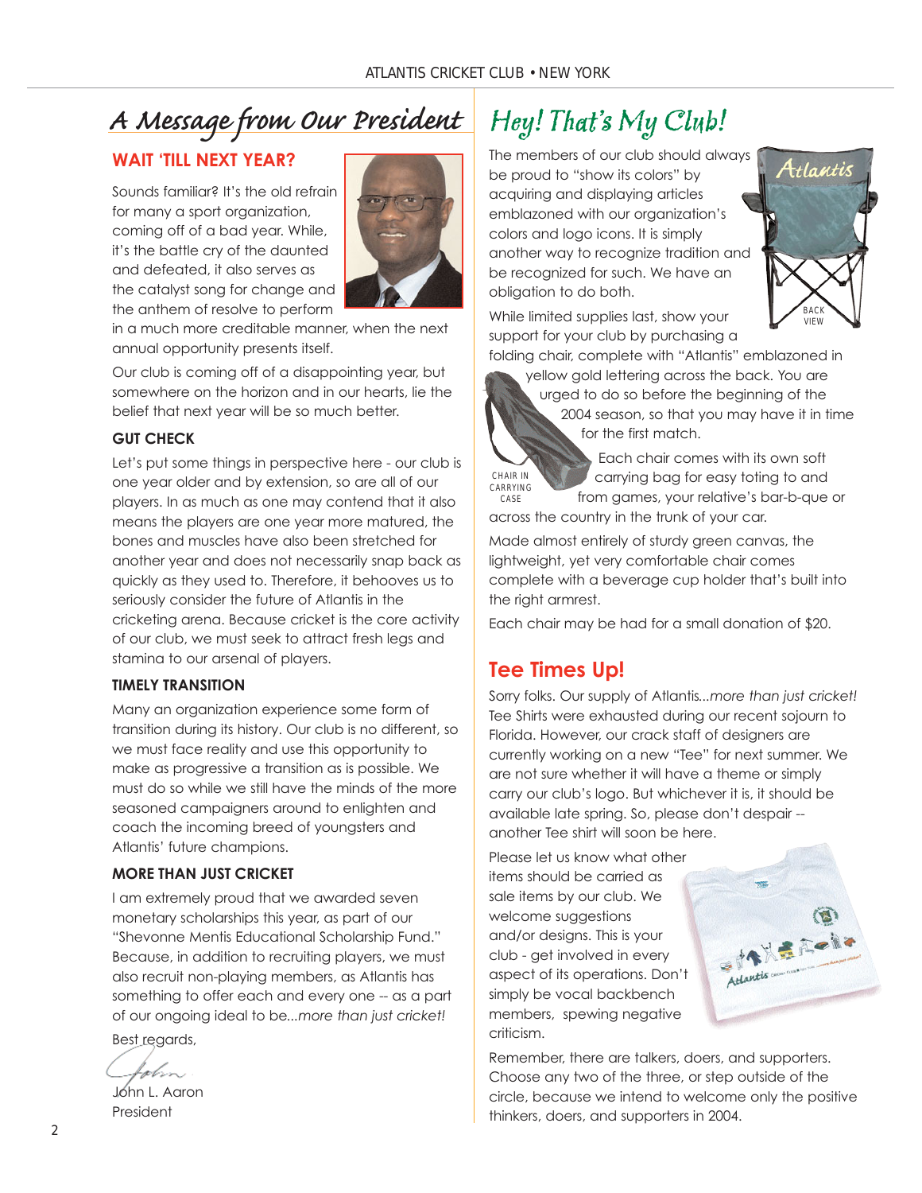## A Message from Our President

### WAIT 'TILL NEXT YEAR?

Sounds familiar? It's the old refrain for many a sport organization, coming off of a bad year. While, it's the battle cry of the daunted and defeated, it also serves as the catalyst song for change and the anthem of resolve to perform in a much more creditable manner, when the next annual opportunity presents itself.

Our club is coming off of a disappointing year, but somewhere on the horizon and in our hearts, lie the belief that next year will be so much better.

#### GUT CHECK

Let's put some things in perspective here - our club is one year older and by extension, so are all of our players. In as much as one may contend that it also means the players are one year more matured, the bones and muscles have also been stretched for another year and does not necessarily snap back as quickly as they used to. Therefore, it behooves us to seriously consider the future of Atlantis in the cricketing arena. Because cricket is the core activity of our club, we must seek to attract fresh legs and stamina to our arsenal of players.

#### TIMELY TRANSITION

Many an organization experience some form of transition during its history. Our club is no different, so we must face reality and use this opportunity to make as progressive a transition as is possible. We must do so while we still have the minds of the more seasoned campaigners around to enlighten and coach the incoming breed of youngsters and Atlantis' future champions.

#### MORE THAN JUST CRICKET

I am extremely proud that we awarded seven monetary scholarships this year, as part of our "Shevonne Mentis Educational Scholarship Fund." Because, in addition to recruiting players, we must also recruit non-playing members, as Atlantis has something to offer each and every one -- as a part of our ongoing ideal to be...*more than just cricket!*

Best regards,

John L. Aaron
President

## Hey! That's My Club!

The members of our club should always be proud to "show its colors" by acquiring and displaying articles emblazoned with our organization's colors and logo icons. It is simply another way to recognize tradition and be recognized for such. We have an obligation to do both.

While limited supplies last, show your support for your club by purchasing a folding chair, complete with "Atlantis" emblazoned in yellow gold lettering across the back. You are urged to do so before the beginning of the 2004 season, so that you may have it in time for the first match.

BACK VIEW

CHAIR IN CARRYING CASE

Each chair comes with its own soft carrying bag for easy toting to and from games, your relative's bar-b-que or across the country in the trunk of your car.

Made almost entirely of sturdy green canvas, the lightweight, yet very comfortable chair comes complete with a beverage cup holder that's built into the right armrest.

Each chair may be had for a small donation of $20.

## Tee Times Up!

Sorry folks. Our supply of Atlantis...*more than just cricket!* Tee Shirts were exhausted during our recent sojourn to Florida. However, our crack staff of designers are currently working on a new "Tee" for next summer. We are not sure whether it will have a theme or simply carry our club's logo. But whichever it is, it should be available late spring. So, please don't despair -- another Tee shirt will soon be here.

Please let us know what other items should be carried as sale items by our club. We welcome suggestions and/or designs. This is your club - get involved in every aspect of its operations. Don't simply be vocal backbench members, spewing negative criticism.

Remember, there are talkers, doers, and supporters. Choose any two of the three, or step outside of the circle, because we intend to welcome only the positive thinkers, doers, and supporters in 2004.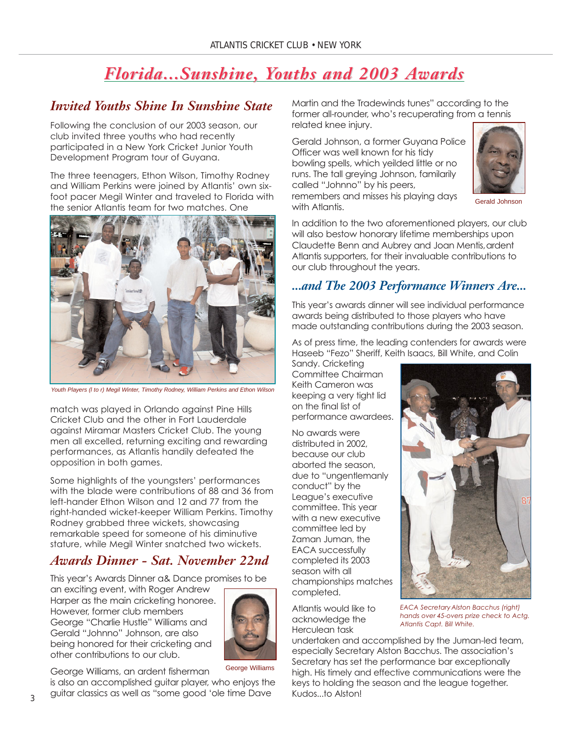# Florida...Sunshine, Youths and 2003 Awards

## Invited Youths Shine In Sunshine State

Following the conclusion of our 2003 season, our club invited three youths who had recently participated in a New York Cricket Junior Youth Development Program tour of Guyana.

The three teenagers, Ethon Wilson, Timothy Rodney and William Perkins were joined by Atlantis' own six-foot pacer Megil Winter and traveled to Florida with the senior Atlantis team for two matches. One match was played in Orlando against Pine Hills Cricket Club and the other in Fort Lauderdale against Miramar Masters Cricket Club. The young men all excelled, returning exciting and rewarding performances, as Atlantis handily defeated the opposition in both games.

Youth Players (l to r) Megil Winter, Timothy Rodney, William Perkins and Ethon Wilson

Some highlights of the youngsters' performances with the blade were contributions of 88 and 36 from left-hander Ethon Wilson and 12 and 77 from the right-handed wicket-keeper William Perkins. Timothy Rodney grabbed three wickets, showcasing remarkable speed for someone of his diminutive stature, while Megil Winter snatched two wickets.

## Awards Dinner - Sat. November 22nd

This year's Awards Dinner a& Dance promises to be an exciting event, with Roger Andrew Harper as the main cricketing honoree. However, former club members George "Charlie Hustle" Williams and Gerald "Johnno" Johnson, are also being honored for their cricketing and other contributions to our club.

George Williams

George Williams, an ardent fisherman is also an accomplished guitar player, who enjoys the guitar classics as well as "some good 'ole time Dave Martin and the Tradewinds tunes" according to the former all-rounder, who's recuperating from a tennis related knee injury.

Gerald Johnson, a former Guyana Police Officer was well known for his tidy bowling spells, which yeilded little or no runs. The tall greying Johnson, familarily called "Johnno" by his peers, remembers and misses his playing days with Atlantis.

Gerald Johnson

In addition to the two aforementioned players, our club will also bestow honorary lifetime memberships upon Claudette Benn and Aubrey and Joan Mentis, ardent Atlantis supporters, for their invaluable contributions to our club throughout the years.

## ...and The 2003 Performance Winners Are...

This year's awards dinner will see individual performance awards being distributed to those players who have made outstanding contributions during the 2003 season.

As of press time, the leading contenders for awards were Haseeb "Fezo" Sheriff, Keith Isaacs, Bill White, and Colin Sandy. Cricketing Committee Chairman Keith Cameron was keeping a very tight lid on the final list of performance awardees.

No awards were distributed in 2002, because our club aborted the season, due to "ungentlemanly conduct" by the League's executive committee. This year with a new executive committee led by Zaman Juman, the EACA successfully completed its 2003 season with all championships matches completed.

EACA Secretary Alston Bacchus (right) hands over 45-overs prize check to Actg. Atlantis Capt. Bill White.

Atlantis would like to acknowledge the Herculean task undertaken and accomplished by the Juman-led team, especially Secretary Alston Bacchus. The association's Secretary has set the performance bar exceptionally high. His timely and effective communications were the keys to holding the season and the league together. Kudos...to Alston!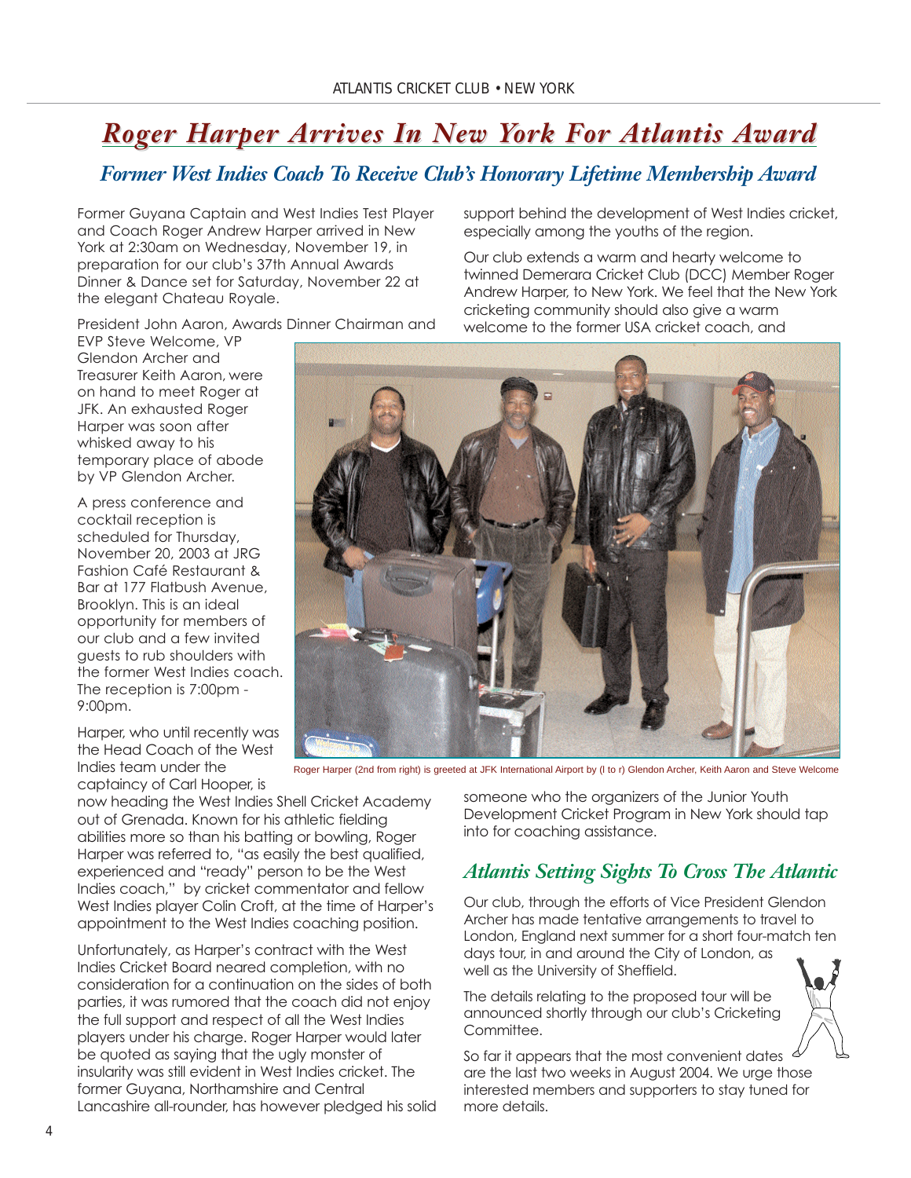# Roger Harper Arrives In New York For Atlantis Award

## Former West Indies Coach To Receive Club's Honorary Lifetime Membership Award

Former Guyana Captain and West Indies Test Player and Coach Roger Andrew Harper arrived in New York at 2:30am on Wednesday, November 19, in preparation for our club's 37th Annual Awards Dinner & Dance set for Saturday, November 22 at the elegant Chateau Royale.

President John Aaron, Awards Dinner Chairman and EVP Steve Welcome, VP Glendon Archer and Treasurer Keith Aaron, were on hand to meet Roger at JFK. An exhausted Roger Harper was soon after whisked away to his temporary place of abode by VP Glendon Archer.

A press conference and cocktail reception is scheduled for Thursday, November 20, 2003 at JRG Fashion Café Restaurant & Bar at 177 Flatbush Avenue, Brooklyn. This is an ideal opportunity for members of our club and a few invited guests to rub shoulders with the former West Indies coach. The reception is 7:00pm - 9:00pm.

Harper, who until recently was the Head Coach of the West Indies team under the captaincy of Carl Hooper, is now heading the West Indies Shell Cricket Academy out of Grenada. Known for his athletic fielding abilities more so than his batting or bowling, Roger Harper was referred to, "as easily the best qualified, experienced and "ready" person to be the West Indies coach," by cricket commentator and fellow West Indies player Colin Croft, at the time of Harper's appointment to the West Indies coaching position.

Unfortunately, as Harper's contract with the West Indies Cricket Board neared completion, with no consideration for a continuation on the sides of both parties, it was rumored that the coach did not enjoy the full support and respect of all the West Indies players under his charge. Roger Harper would later be quoted as saying that the ugly monster of insularity was still evident in West Indies cricket. The former Guyana, Northamshire and Central Lancashire all-rounder, has however pledged his solid support behind the development of West Indies cricket, especially among the youths of the region.

Our club extends a warm and hearty welcome to twinned Demerara Cricket Club (DCC) Member Roger Andrew Harper, to New York. We feel that the New York cricketing community should also give a warm welcome to the former USA cricket coach, and someone who the organizers of the Junior Youth Development Cricket Program in New York should tap into for coaching assistance.

Roger Harper (2nd from right) is greeted at JFK International Airport by (l to r) Glendon Archer, Keith Aaron and Steve Welcome

## Atlantis Setting Sights To Cross The Atlantic

Our club, through the efforts of Vice President Glendon Archer has made tentative arrangements to travel to London, England next summer for a short four-match ten days tour, in and around the City of London, as well as the University of Sheffield.

The details relating to the proposed tour will be announced shortly through our club's Cricketing Committee.

So far it appears that the most convenient dates are the last two weeks in August 2004. We urge those interested members and supporters to stay tuned for more details.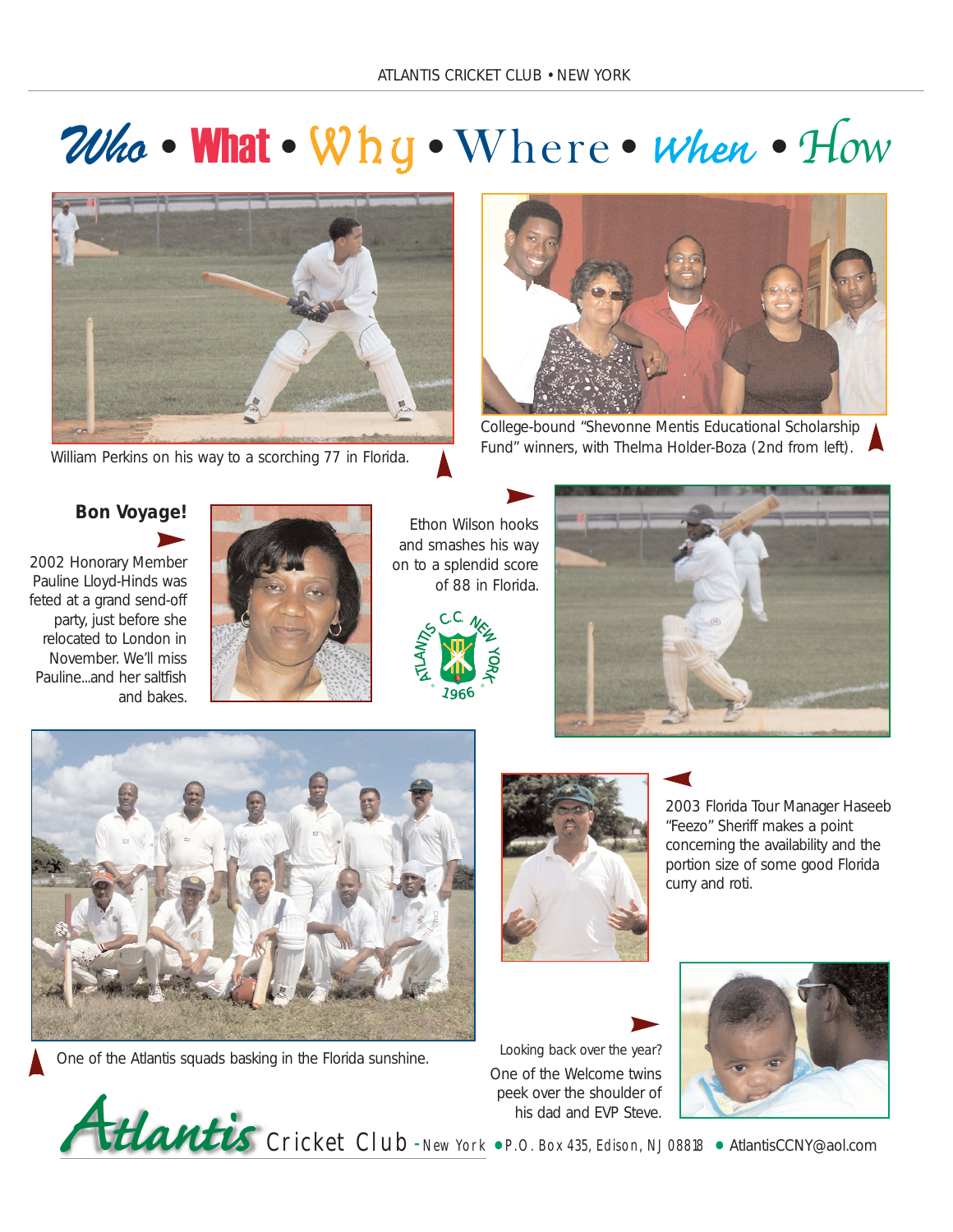# Who • What • Why • Where • When • How

William Perkins on his way to a scorching 77 in Florida.

College-bound "Shevonne Mentis Educational Scholarship Fund" winners, with Thelma Holder-Boza (2nd from left).

**Bon Voyage!**

2002 Honorary Member Pauline Lloyd-Hinds was feted at a grand send-off party, just before she relocated to London in November. We'll miss Pauline...and her saltfish and bakes.

Ethon Wilson hooks and smashes his way on to a splendid score of 88 in Florida.

ATLANTIS C.C. NEW YORK 1966

2003 Florida Tour Manager Haseeb "Feezo" Sheriff makes a point concerning the availability and the portion size of some good Florida curry and roti.

One of the Atlantis squads basking in the Florida sunshine.

Looking back over the year? One of the Welcome twins peek over the shoulder of his dad and EVP Steve.

Atlantis Cricket Club - New York • P.O. Box 435, Edison, NJ 08818 • AtlantisCCNY@aol.com